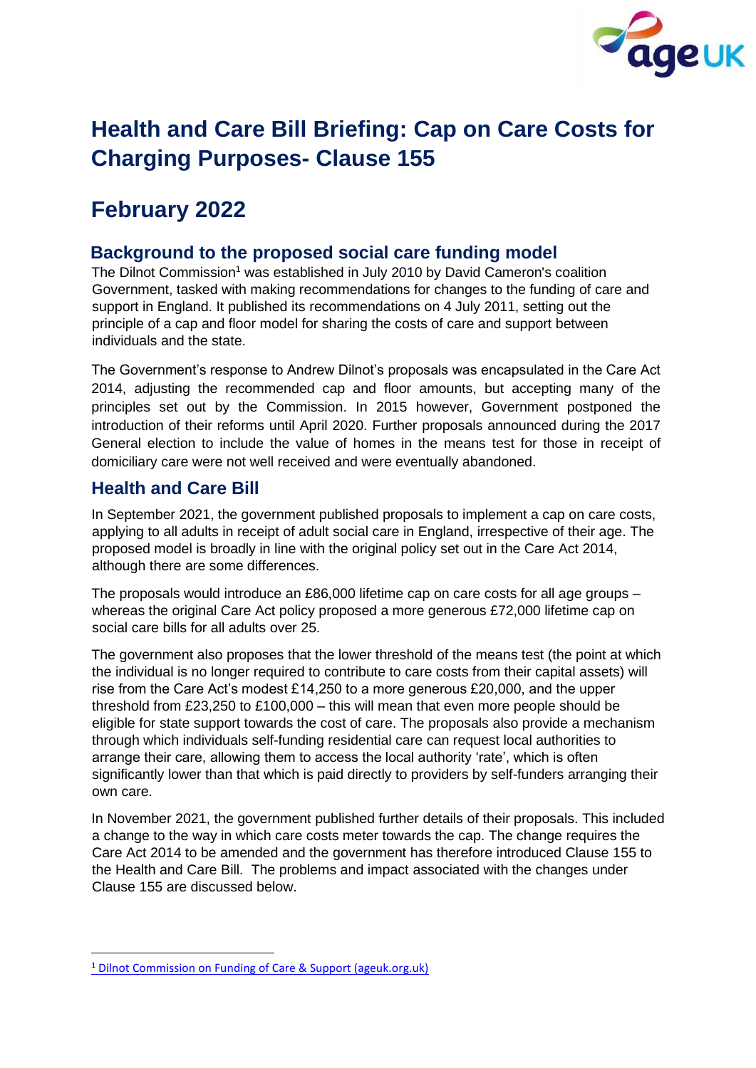# Health and Care Bill Briefing: Cap on Care Costs for Charging Purposes- Clause 155

# February 2022

## Background to the proposed social care funding model

The Dilnot Commission[1] was established in July 2010 by David Cameron's coalition Government, tasked with making recommendations for changes to the funding of care and support in England. It published its recommendations on 4 July 2011, setting out the principle of a cap and floor model for sharing the costs of care and support between individuals and the state.

The Government's response to Andrew Dilnot's proposals was encapsulated in the Care Act 2014, adjusting the recommended cap and floor amounts, but accepting many of the principles set out by the Commission. In 2015 however, Government postponed the introduction of their reforms until April 2020. Further proposals announced during the 2017 General election to include the value of homes in the means test for those in receipt of domiciliary care were not well received and were eventually abandoned.

## Health and Care Bill

In September 2021, the government published proposals to implement a cap on care costs, applying to all adults in receipt of adult social care in England, irrespective of their age. The proposed model is broadly in line with the original policy set out in the Care Act 2014, although there are some differences.

The proposals would introduce an £86,000 lifetime cap on care costs for all age groups – whereas the original Care Act policy proposed a more generous £72,000 lifetime cap on social care bills for all adults over 25.

The government also proposes that the lower threshold of the means test (the point at which the individual is no longer required to contribute to care costs from their capital assets) will rise from the Care Act's modest £14,250 to a more generous £20,000, and the upper threshold from £23,250 to £100,000 – this will mean that even more people should be eligible for state support towards the cost of care. The proposals also provide a mechanism through which individuals self-funding residential care can request local authorities to arrange their care, allowing them to access the local authority 'rate', which is often significantly lower than that which is paid directly to providers by self-funders arranging their own care.

In November 2021, the government published further details of their proposals. This included a change to the way in which care costs meter towards the cap. The change requires the Care Act 2014 to be amended and the government has therefore introduced Clause 155 to the Health and Care Bill. The problems and impact associated with the changes under Clause 155 are discussed below.

---

[1] Dilnot Commission on Funding of Care & Support (ageuk.org.uk)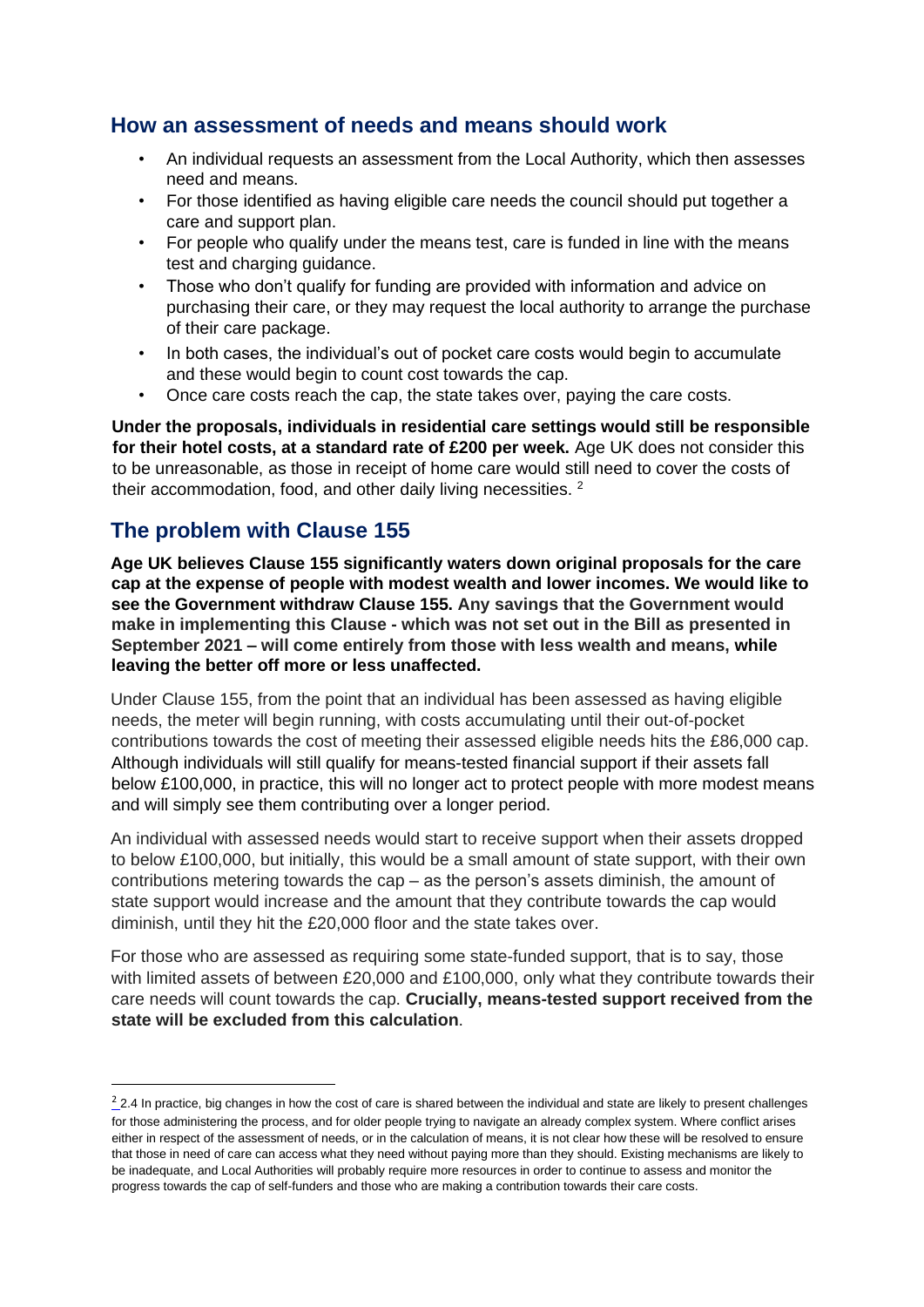## How an assessment of needs and means should work

- An individual requests an assessment from the Local Authority, which then assesses need and means.
- For those identified as having eligible care needs the council should put together a care and support plan.
- For people who qualify under the means test, care is funded in line with the means test and charging guidance.
- Those who don't qualify for funding are provided with information and advice on purchasing their care, or they may request the local authority to arrange the purchase of their care package.
- In both cases, the individual's out of pocket care costs would begin to accumulate and these would begin to count cost towards the cap.
- Once care costs reach the cap, the state takes over, paying the care costs.

**Under the proposals, individuals in residential care settings would still be responsible for their hotel costs, at a standard rate of £200 per week.** Age UK does not consider this to be unreasonable, as those in receipt of home care would still need to cover the costs of their accommodation, food, and other daily living necessities. [2]

## The problem with Clause 155

**Age UK believes Clause 155 significantly waters down original proposals for the care cap at the expense of people with modest wealth and lower incomes. We would like to see the Government withdraw Clause 155. Any savings that the Government would make in implementing this Clause - which was not set out in the Bill as presented in September 2021 – will come entirely from those with less wealth and means, while leaving the better off more or less unaffected.**

Under Clause 155, from the point that an individual has been assessed as having eligible needs, the meter will begin running, with costs accumulating until their out-of-pocket contributions towards the cost of meeting their assessed eligible needs hits the £86,000 cap. Although individuals will still qualify for means-tested financial support if their assets fall below £100,000, in practice, this will no longer act to protect people with more modest means and will simply see them contributing over a longer period.

An individual with assessed needs would start to receive support when their assets dropped to below £100,000, but initially, this would be a small amount of state support, with their own contributions metering towards the cap – as the person's assets diminish, the amount of state support would increase and the amount that they contribute towards the cap would diminish, until they hit the £20,000 floor and the state takes over.

For those who are assessed as requiring some state-funded support, that is to say, those with limited assets of between £20,000 and £100,000, only what they contribute towards their care needs will count towards the cap. **Crucially, means-tested support received from the state will be excluded from this calculation**.

---

[2] 2.4 In practice, big changes in how the cost of care is shared between the individual and state are likely to present challenges for those administering the process, and for older people trying to navigate an already complex system. Where conflict arises either in respect of the assessment of needs, or in the calculation of means, it is not clear how these will be resolved to ensure that those in need of care can access what they need without paying more than they should. Existing mechanisms are likely to be inadequate, and Local Authorities will probably require more resources in order to continue to assess and monitor the progress towards the cap of self-funders and those who are making a contribution towards their care costs.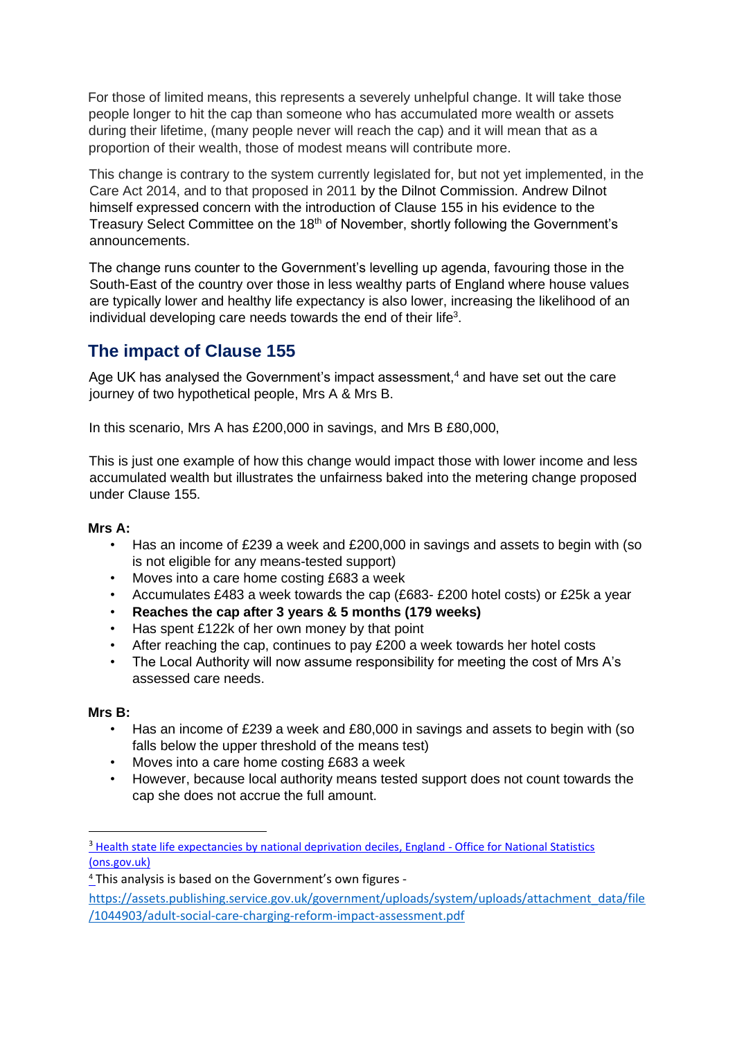For those of limited means, this represents a severely unhelpful change. It will take those people longer to hit the cap than someone who has accumulated more wealth or assets during their lifetime, (many people never will reach the cap) and it will mean that as a proportion of their wealth, those of modest means will contribute more.

This change is contrary to the system currently legislated for, but not yet implemented, in the Care Act 2014, and to that proposed in 2011 by the Dilnot Commission. Andrew Dilnot himself expressed concern with the introduction of Clause 155 in his evidence to the Treasury Select Committee on the 18th of November, shortly following the Government's announcements.

The change runs counter to the Government's levelling up agenda, favouring those in the South-East of the country over those in less wealthy parts of England where house values are typically lower and healthy life expectancy is also lower, increasing the likelihood of an individual developing care needs towards the end of their life[3].

## The impact of Clause 155

Age UK has analysed the Government's impact assessment,[4] and have set out the care journey of two hypothetical people, Mrs A & Mrs B.

In this scenario, Mrs A has £200,000 in savings, and Mrs B £80,000,

This is just one example of how this change would impact those with lower income and less accumulated wealth but illustrates the unfairness baked into the metering change proposed under Clause 155.

**Mrs A:**

- Has an income of £239 a week and £200,000 in savings and assets to begin with (so is not eligible for any means-tested support)
- Moves into a care home costing £683 a week
- Accumulates £483 a week towards the cap (£683- £200 hotel costs) or £25k a year
- **Reaches the cap after 3 years & 5 months (179 weeks)**
- Has spent £122k of her own money by that point
- After reaching the cap, continues to pay £200 a week towards her hotel costs
- The Local Authority will now assume responsibility for meeting the cost of Mrs A's assessed care needs.

**Mrs B:**

- Has an income of £239 a week and £80,000 in savings and assets to begin with (so falls below the upper threshold of the means test)
- Moves into a care home costing £683 a week
- However, because local authority means tested support does not count towards the cap she does not accrue the full amount.

---

[3] Health state life expectancies by national deprivation deciles, England - Office for National Statistics (ons.gov.uk)

[4] This analysis is based on the Government's own figures - https://assets.publishing.service.gov.uk/government/uploads/system/uploads/attachment_data/file/1044903/adult-social-care-charging-reform-impact-assessment.pdf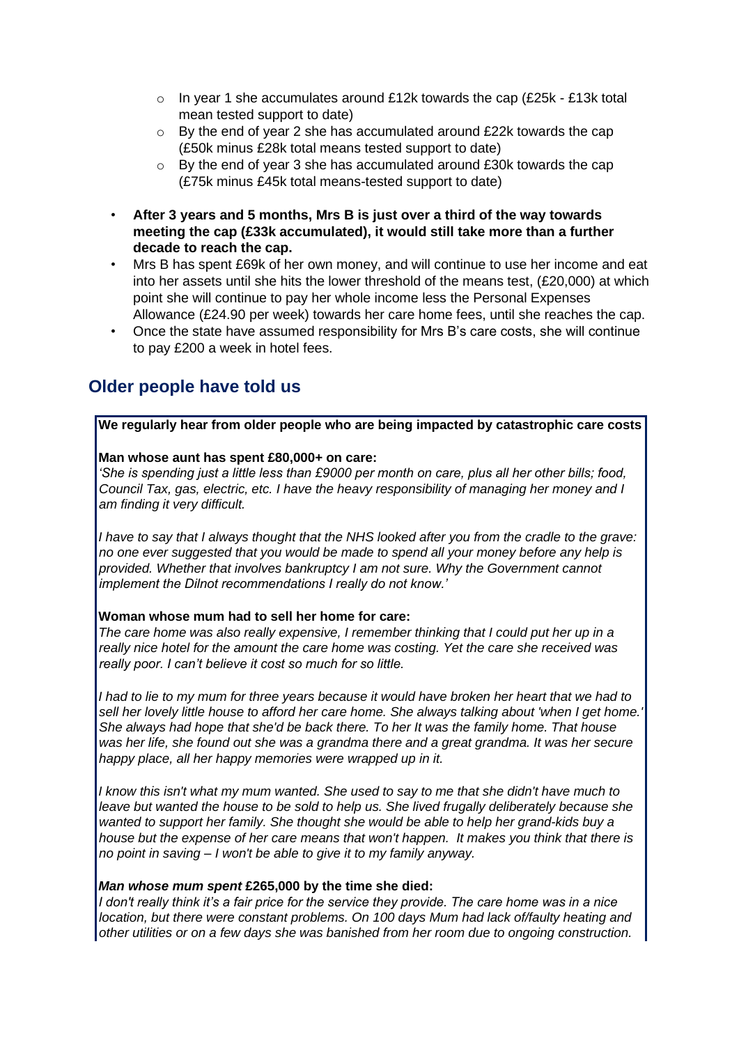- In year 1 she accumulates around £12k towards the cap (£25k - £13k total mean tested support to date)
  - By the end of year 2 she has accumulated around £22k towards the cap (£50k minus £28k total means tested support to date)
  - By the end of year 3 she has accumulated around £30k towards the cap (£75k minus £45k total means-tested support to date)

- **After 3 years and 5 months, Mrs B is just over a third of the way towards meeting the cap (£33k accumulated), it would still take more than a further decade to reach the cap.**
- Mrs B has spent £69k of her own money, and will continue to use her income and eat into her assets until she hits the lower threshold of the means test, (£20,000) at which point she will continue to pay her whole income less the Personal Expenses Allowance (£24.90 per week) towards her care home fees, until she reaches the cap.
- Once the state have assumed responsibility for Mrs B's care costs, she will continue to pay £200 a week in hotel fees.

## Older people have told us

**We regularly hear from older people who are being impacted by catastrophic care costs**

**Man whose aunt has spent £80,000+ on care:**
*'She is spending just a little less than £9000 per month on care, plus all her other bills; food, Council Tax, gas, electric, etc. I have the heavy responsibility of managing her money and I am finding it very difficult.*

*I have to say that I always thought that the NHS looked after you from the cradle to the grave: no one ever suggested that you would be made to spend all your money before any help is provided. Whether that involves bankruptcy I am not sure. Why the Government cannot implement the Dilnot recommendations I really do not know.'*

**Woman whose mum had to sell her home for care:**
*The care home was also really expensive, I remember thinking that I could put her up in a really nice hotel for the amount the care home was costing. Yet the care she received was really poor. I can't believe it cost so much for so little.*

*I had to lie to my mum for three years because it would have broken her heart that we had to sell her lovely little house to afford her care home. She always talking about 'when I get home.' She always had hope that she'd be back there. To her It was the family home. That house was her life, she found out she was a grandma there and a great grandma. It was her secure happy place, all her happy memories were wrapped up in it.*

*I know this isn't what my mum wanted. She used to say to me that she didn't have much to leave but wanted the house to be sold to help us. She lived frugally deliberately because she wanted to support her family. She thought she would be able to help her grand-kids buy a house but the expense of her care means that won't happen. It makes you think that there is no point in saving – I won't be able to give it to my family anyway.*

***Man whose mum spent* £265,000 by the time she died:**
*I don't really think it's a fair price for the service they provide. The care home was in a nice location, but there were constant problems. On 100 days Mum had lack of/faulty heating and other utilities or on a few days she was banished from her room due to ongoing construction.*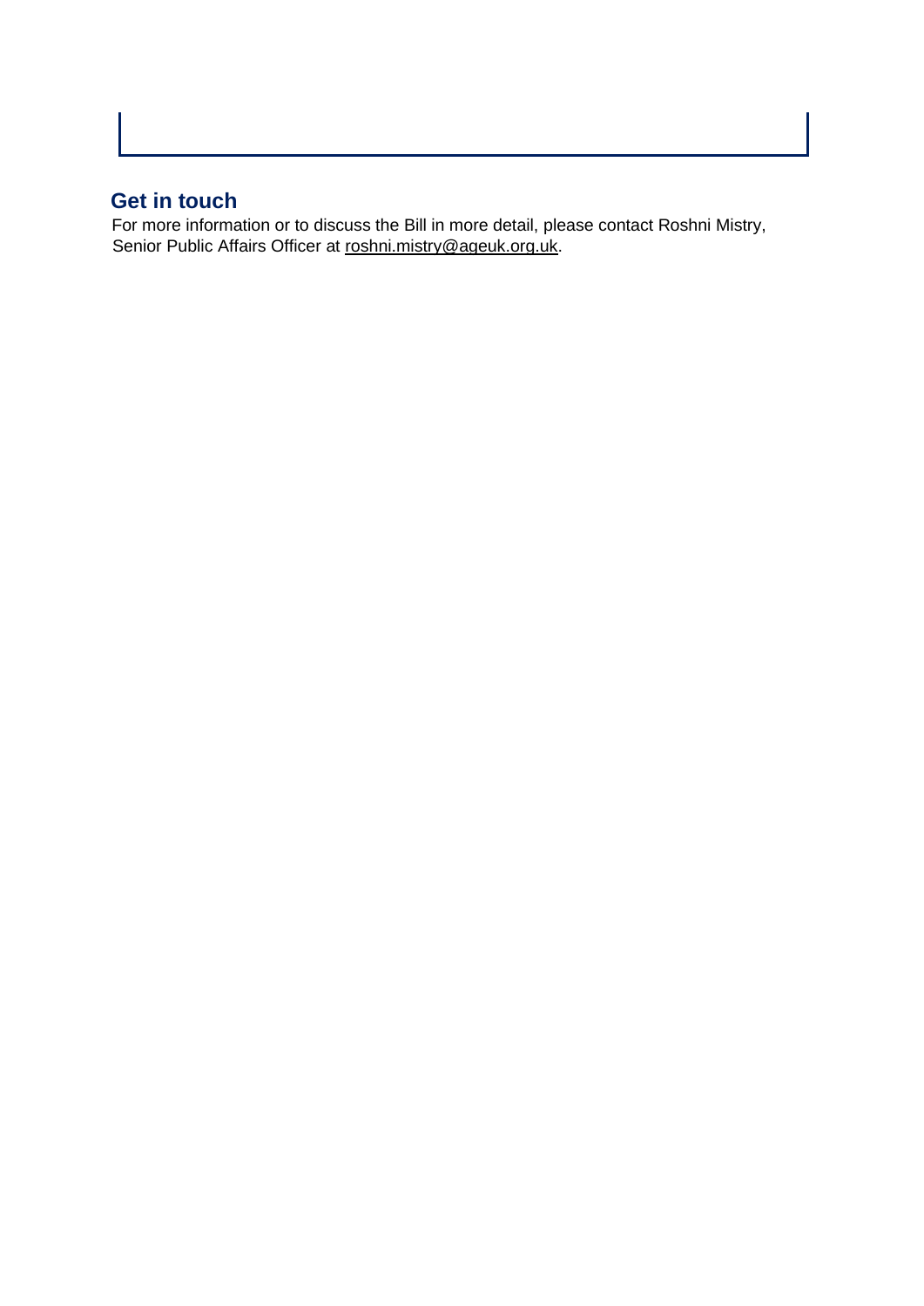## Get in touch

For more information or to discuss the Bill in more detail, please contact Roshni Mistry, Senior Public Affairs Officer at roshni.mistry@ageuk.org.uk.